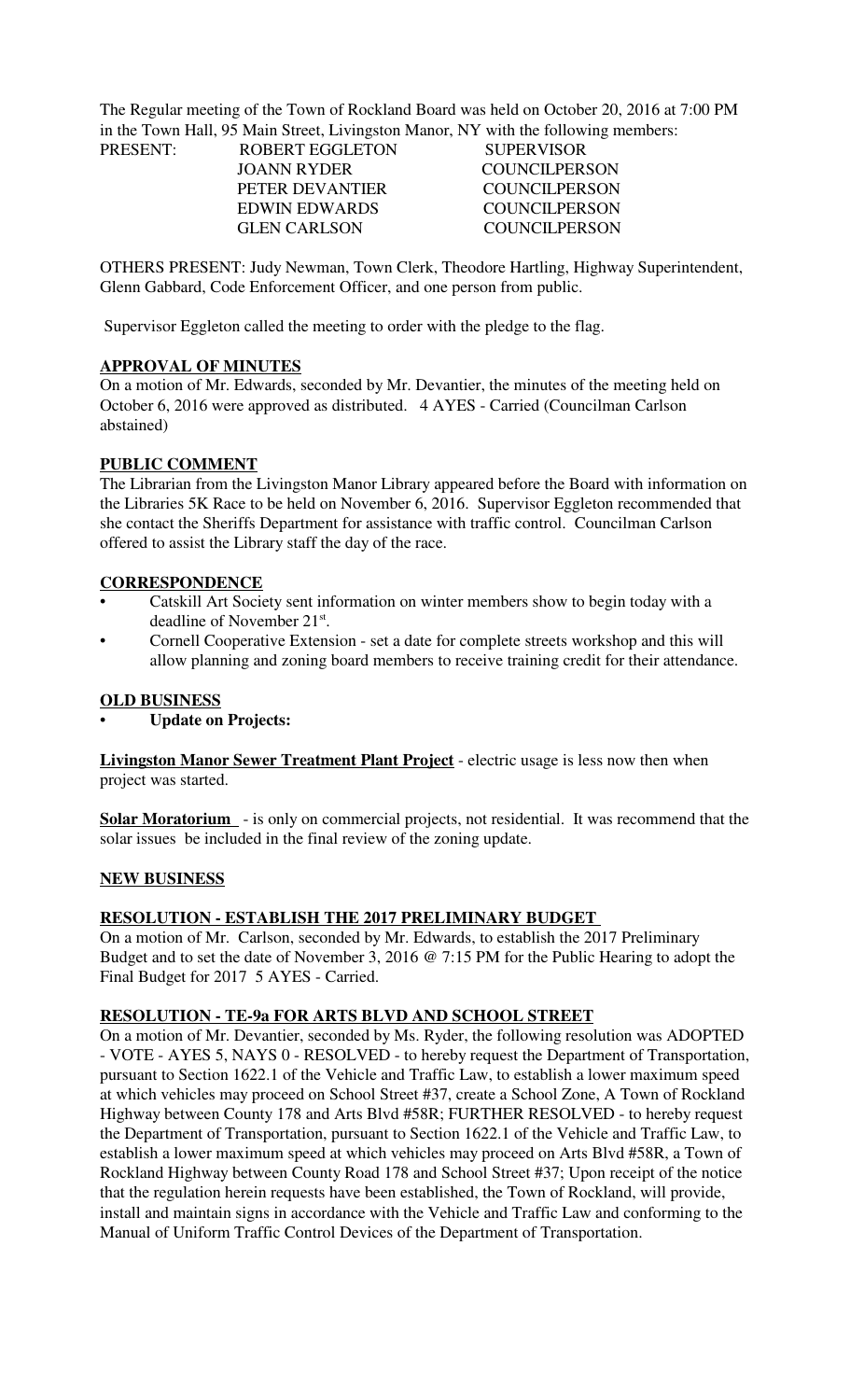The Regular meeting of the Town of Rockland Board was held on October 20, 2016 at 7:00 PM in the Town Hall, 95 Main Street, Livingston Manor, NY with the following members:

| PRESENT: | ROBERT EGGLETON | SUPERVISOR |
|---|---|---|
| | JOANN RYDER | COUNCILPERSON |
| | PETER DEVANTIER | COUNCILPERSON |
| | EDWIN EDWARDS | COUNCILPERSON |
| | GLEN CARLSON | COUNCILPERSON |

OTHERS PRESENT: Judy Newman, Town Clerk, Theodore Hartling, Highway Superintendent, Glenn Gabbard, Code Enforcement Officer, and one person from public.

Supervisor Eggleton called the meeting to order with the pledge to the flag.

**APPROVAL OF MINUTES**

On a motion of Mr. Edwards, seconded by Mr. Devantier, the minutes of the meeting held on October 6, 2016 were approved as distributed. 4 AYES - Carried (Councilman Carlson abstained)

**PUBLIC COMMENT**

The Librarian from the Livingston Manor Library appeared before the Board with information on the Libraries 5K Race to be held on November 6, 2016. Supervisor Eggleton recommended that she contact the Sheriffs Department for assistance with traffic control. Councilman Carlson offered to assist the Library staff the day of the race.

**CORRESPONDENCE**

- Catskill Art Society sent information on winter members show to begin today with a deadline of November 21st.
- Cornell Cooperative Extension - set a date for complete streets workshop and this will allow planning and zoning board members to receive training credit for their attendance.

**OLD BUSINESS**

- **Update on Projects:**

**Livingston Manor Sewer Treatment Plant Project** - electric usage is less now then when project was started.

**Solar Moratorium** - is only on commercial projects, not residential. It was recommend that the solar issues be included in the final review of the zoning update.

**NEW BUSINESS**

**RESOLUTION - ESTABLISH THE 2017 PRELIMINARY BUDGET**

On a motion of Mr. Carlson, seconded by Mr. Edwards, to establish the 2017 Preliminary Budget and to set the date of November 3, 2016 @ 7:15 PM for the Public Hearing to adopt the Final Budget for 2017 5 AYES - Carried.

**RESOLUTION - TE-9a FOR ARTS BLVD AND SCHOOL STREET**

On a motion of Mr. Devantier, seconded by Ms. Ryder, the following resolution was ADOPTED - VOTE - AYES 5, NAYS 0 - RESOLVED - to hereby request the Department of Transportation, pursuant to Section 1622.1 of the Vehicle and Traffic Law, to establish a lower maximum speed at which vehicles may proceed on School Street #37, create a School Zone, A Town of Rockland Highway between County 178 and Arts Blvd #58R; FURTHER RESOLVED - to hereby request the Department of Transportation, pursuant to Section 1622.1 of the Vehicle and Traffic Law, to establish a lower maximum speed at which vehicles may proceed on Arts Blvd #58R, a Town of Rockland Highway between County Road 178 and School Street #37; Upon receipt of the notice that the regulation herein requests have been established, the Town of Rockland, will provide, install and maintain signs in accordance with the Vehicle and Traffic Law and conforming to the Manual of Uniform Traffic Control Devices of the Department of Transportation.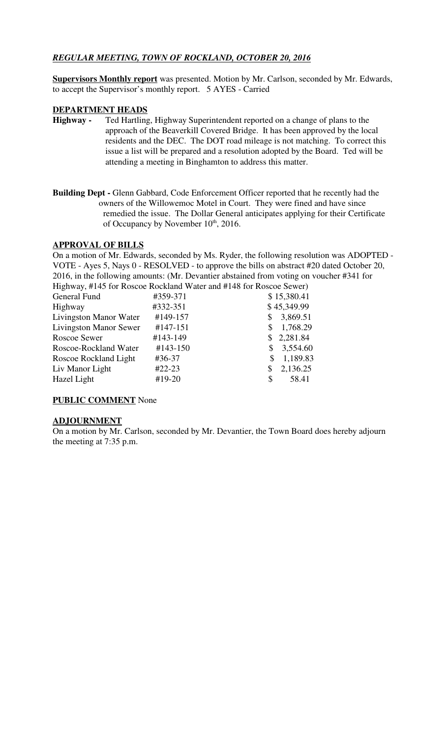***REGULAR MEETING, TOWN OF ROCKLAND, OCTOBER 20, 2016***

**Supervisors Monthly report** was presented. Motion by Mr. Carlson, seconded by Mr. Edwards, to accept the Supervisor's monthly report. 5 AYES - Carried

**DEPARTMENT HEADS**

**Highway -** Ted Hartling, Highway Superintendent reported on a change of plans to the approach of the Beaverkill Covered Bridge. It has been approved by the local residents and the DEC. The DOT road mileage is not matching. To correct this issue a list will be prepared and a resolution adopted by the Board. Ted will be attending a meeting in Binghamton to address this matter.

**Building Dept -** Glenn Gabbard, Code Enforcement Officer reported that he recently had the owners of the Willowemoc Motel in Court. They were fined and have since remedied the issue. The Dollar General anticipates applying for their Certificate of Occupancy by November 10th, 2016.

**APPROVAL OF BILLS**

On a motion of Mr. Edwards, seconded by Ms. Ryder, the following resolution was ADOPTED - VOTE - Ayes 5, Nays 0 - RESOLVED - to approve the bills on abstract #20 dated October 20, 2016, in the following amounts: (Mr. Devantier abstained from voting on voucher #341 for Highway, #145 for Roscoe Rockland Water and #148 for Roscoe Sewer)

| | | |
|---|---|---|
| General Fund | #359-371 | $ 15,380.41 |
| Highway | #332-351 | $ 45,349.99 |
| Livingston Manor Water | #149-157 | $ 3,869.51 |
| Livingston Manor Sewer | #147-151 | $ 1,768.29 |
| Roscoe Sewer | #143-149 | $ 2,281.84 |
| Roscoe-Rockland Water | #143-150 | $ 3,554.60 |
| Roscoe Rockland Light | #36-37 | $ 1,189.83 |
| Liv Manor Light | #22-23 | $ 2,136.25 |
| Hazel Light | #19-20 | $ 58.41 |

**PUBLIC COMMENT** None

**ADJOURNMENT**

On a motion by Mr. Carlson, seconded by Mr. Devantier, the Town Board does hereby adjourn the meeting at 7:35 p.m.